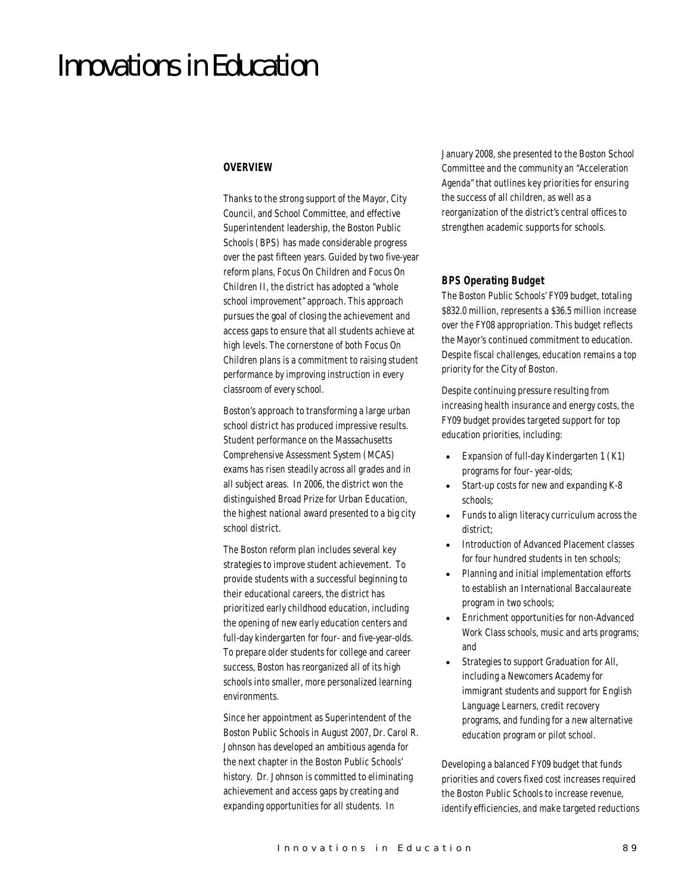# Innovations in Education

### OVERVIEW

Thanks to the strong support of the Mayor, City Council, and School Committee, and effective Superintendent leadership, the Boston Public Schools (BPS) has made considerable progress over the past fifteen years. Guided by two five-year reform plans, Focus On Children and Focus On Children II, the district has adopted a "whole school improvement" approach. This approach pursues the goal of closing the achievement and access gaps to ensure that all students achieve at high levels. The cornerstone of both Focus On Children plans is a commitment to raising student performance by improving instruction in every classroom of every school.

Boston's approach to transforming a large urban school district has produced impressive results. Student performance on the Massachusetts Comprehensive Assessment System (MCAS) exams has risen steadily across all grades and in all subject areas. In 2006, the district won the distinguished Broad Prize for Urban Education, the highest national award presented to a big city school district.

The Boston reform plan includes several key strategies to improve student achievement. To provide students with a successful beginning to their educational careers, the district has prioritized early childhood education, including the opening of new early education centers and full-day kindergarten for four- and five-year-olds. To prepare older students for college and career success, Boston has reorganized all of its high schools into smaller, more personalized learning environments.

Since her appointment as Superintendent of the Boston Public Schools in August 2007, Dr. Carol R. Johnson has developed an ambitious agenda for the next chapter in the Boston Public Schools' history. Dr. Johnson is committed to eliminating achievement and access gaps by creating and expanding opportunities for all students. In January 2008, she presented to the Boston School Committee and the community an "Acceleration Agenda" that outlines key priorities for ensuring the success of all children, as well as a reorganization of the district's central offices to strengthen academic supports for schools.

### BPS Operating Budget

The Boston Public Schools' FY09 budget, totaling $832.0 million, represents a $36.5 million increase over the FY08 appropriation. This budget reflects the Mayor's continued commitment to education. Despite fiscal challenges, education remains a top priority for the City of Boston.

Despite continuing pressure resulting from increasing health insurance and energy costs, the FY09 budget provides targeted support for top education priorities, including:

- Expansion of full-day Kindergarten 1 (K1) programs for four- year-olds;
- Start-up costs for new and expanding K-8 schools;
- Funds to align literacy curriculum across the district;
- Introduction of Advanced Placement classes for four hundred students in ten schools;
- Planning and initial implementation efforts to establish an International Baccalaureate program in two schools;
- Enrichment opportunities for non-Advanced Work Class schools, music and arts programs; and
- Strategies to support Graduation for All, including a Newcomers Academy for immigrant students and support for English Language Learners, credit recovery programs, and funding for a new alternative education program or pilot school.

Developing a balanced FY09 budget that funds priorities and covers fixed cost increases required the Boston Public Schools to increase revenue, identify efficiencies, and make targeted reductions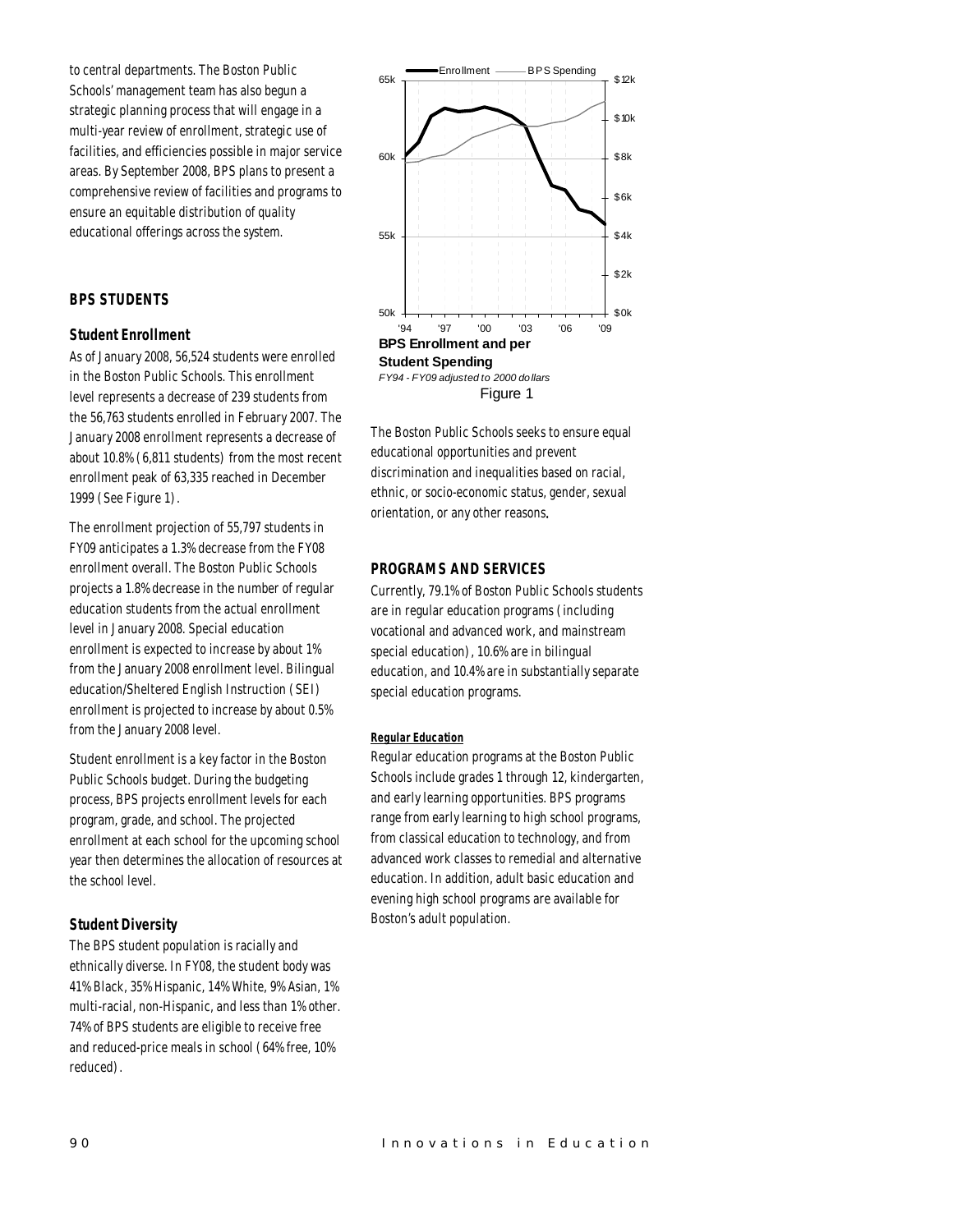to central departments. The Boston Public Schools' management team has also begun a strategic planning process that will engage in a multi-year review of enrollment, strategic use of facilities, and efficiencies possible in major service areas. By September 2008, BPS plans to present a comprehensive review of facilities and programs to ensure an equitable distribution of quality educational offerings across the system.

## BPS STUDENTS

### Student Enrollment

As of January 2008, 56,524 students were enrolled in the Boston Public Schools. This enrollment level represents a decrease of 239 students from the 56,763 students enrolled in February 2007. The January 2008 enrollment represents a decrease of about 10.8% (6,811 students) from the most recent enrollment peak of 63,335 reached in December 1999 (See Figure 1).

The enrollment projection of 55,797 students in FY09 anticipates a 1.3% decrease from the FY08 enrollment overall. The Boston Public Schools projects a 1.8% decrease in the number of regular education students from the actual enrollment level in January 2008. Special education enrollment is expected to increase by about 1% from the January 2008 enrollment level. Bilingual education/Sheltered English Instruction (SEI) enrollment is projected to increase by about 0.5% from the January 2008 level.

Student enrollment is a key factor in the Boston Public Schools budget. During the budgeting process, BPS projects enrollment levels for each program, grade, and school. The projected enrollment at each school for the upcoming school year then determines the allocation of resources at the school level.

### Student Diversity

The BPS student population is racially and ethnically diverse. In FY08, the student body was 41% Black, 35% Hispanic, 14% White, 9% Asian, 1% multi-racial, non-Hispanic, and less than 1% other. 74% of BPS students are eligible to receive free and reduced-price meals in school (64% free, 10% reduced).

Enrollment — BPS Spending

65k
60k
55k
50k

$12k
$10k
$8k
$6k
$4k
$2k
$0k

'94 '97 '00 '03 '06 '09

**BPS Enrollment and per Student Spending**

*FY94 - FY09 adjusted to 2000 dollars*

Figure 1

The Boston Public Schools seeks to ensure equal educational opportunities and prevent discrimination and inequalities based on racial, ethnic, or socio-economic status, gender, sexual orientation, or any other reasons.

## PROGRAMS AND SERVICES

Currently, 79.1% of Boston Public Schools students are in regular education programs (including vocational and advanced work, and mainstream special education), 10.6% are in bilingual education, and 10.4% are in substantially separate special education programs.

#### Regular Education

Regular education programs at the Boston Public Schools include grades 1 through 12, kindergarten, and early learning opportunities. BPS programs range from early learning to high school programs, from classical education to technology, and from advanced work classes to remedial and alternative education. In addition, adult basic education and evening high school programs are available for Boston's adult population.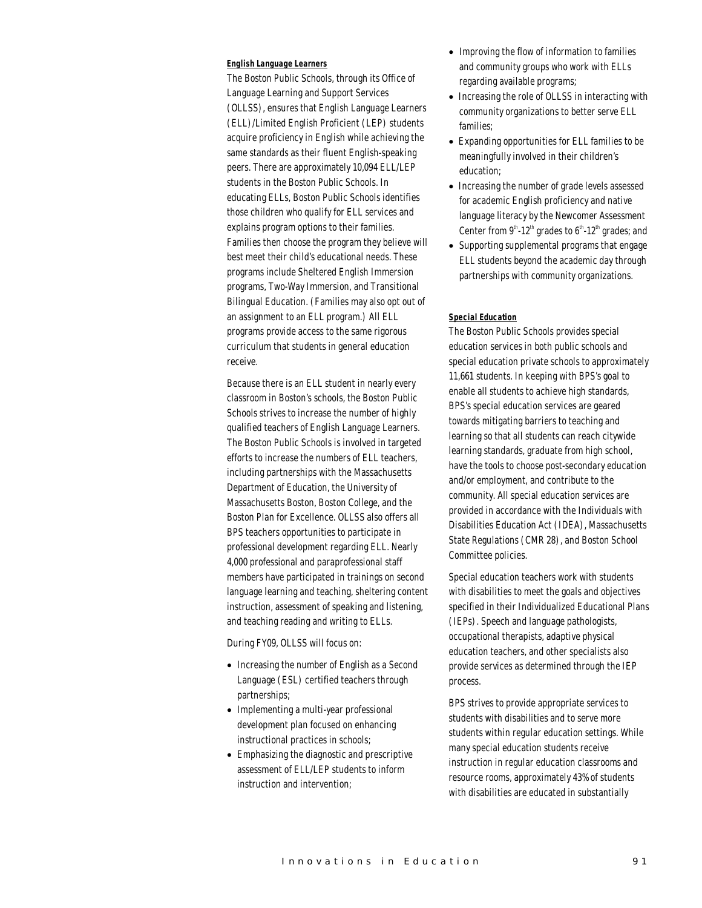#### English Language Learners

The Boston Public Schools, through its Office of Language Learning and Support Services (OLLSS), ensures that English Language Learners (ELL)/Limited English Proficient (LEP) students acquire proficiency in English while achieving the same standards as their fluent English-speaking peers. There are approximately 10,094 ELL/LEP students in the Boston Public Schools. In educating ELLs, Boston Public Schools identifies those children who qualify for ELL services and explains program options to their families. Families then choose the program they believe will best meet their child's educational needs. These programs include Sheltered English Immersion programs, Two-Way Immersion, and Transitional Bilingual Education. (Families may also opt out of an assignment to an ELL program.) All ELL programs provide access to the same rigorous curriculum that students in general education receive.

Because there is an ELL student in nearly every classroom in Boston's schools, the Boston Public Schools strives to increase the number of highly qualified teachers of English Language Learners. The Boston Public Schools is involved in targeted efforts to increase the numbers of ELL teachers, including partnerships with the Massachusetts Department of Education, the University of Massachusetts Boston, Boston College, and the Boston Plan for Excellence. OLLSS also offers all BPS teachers opportunities to participate in professional development regarding ELL. Nearly 4,000 professional and paraprofessional staff members have participated in trainings on second language learning and teaching, sheltering content instruction, assessment of speaking and listening, and teaching reading and writing to ELLs.

During FY09, OLLSS will focus on:

- Increasing the number of English as a Second Language (ESL) certified teachers through partnerships;
- Implementing a multi-year professional development plan focused on enhancing instructional practices in schools;
- Emphasizing the diagnostic and prescriptive assessment of ELL/LEP students to inform instruction and intervention;
- Improving the flow of information to families and community groups who work with ELLs regarding available programs;
- Increasing the role of OLLSS in interacting with community organizations to better serve ELL families;
- Expanding opportunities for ELL families to be meaningfully involved in their children's education;
- Increasing the number of grade levels assessed for academic English proficiency and native language literacy by the Newcomer Assessment Center from 9th-12th grades to 6th-12th grades; and
- Supporting supplemental programs that engage ELL students beyond the academic day through partnerships with community organizations.

#### Special Education

The Boston Public Schools provides special education services in both public schools and special education private schools to approximately 11,661 students. In keeping with BPS's goal to enable all students to achieve high standards, BPS's special education services are geared towards mitigating barriers to teaching and learning so that all students can reach citywide learning standards, graduate from high school, have the tools to choose post-secondary education and/or employment, and contribute to the community. All special education services are provided in accordance with the Individuals with Disabilities Education Act (IDEA), Massachusetts State Regulations (CMR 28), and Boston School Committee policies.

Special education teachers work with students with disabilities to meet the goals and objectives specified in their Individualized Educational Plans (IEPs). Speech and language pathologists, occupational therapists, adaptive physical education teachers, and other specialists also provide services as determined through the IEP process.

BPS strives to provide appropriate services to students with disabilities and to serve more students within regular education settings. While many special education students receive instruction in regular education classrooms and resource rooms, approximately 43% of students with disabilities are educated in substantially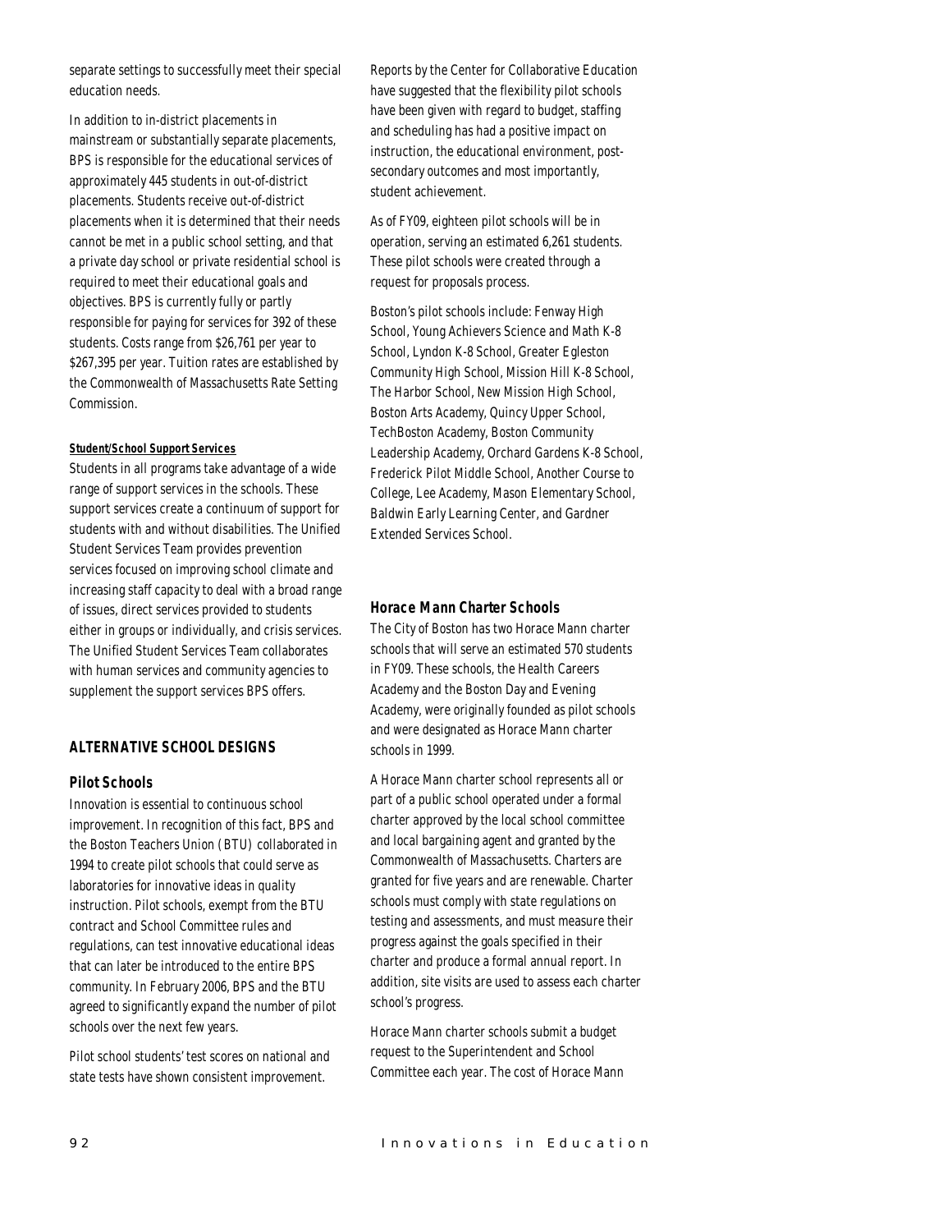separate settings to successfully meet their special education needs.

In addition to in-district placements in mainstream or substantially separate placements, BPS is responsible for the educational services of approximately 445 students in out-of-district placements. Students receive out-of-district placements when it is determined that their needs cannot be met in a public school setting, and that a private day school or private residential school is required to meet their educational goals and objectives. BPS is currently fully or partly responsible for paying for services for 392 of these students. Costs range from $26,761 per year to $267,395 per year. Tuition rates are established by the Commonwealth of Massachusetts Rate Setting Commission.

#### Student/School Support Services

Students in all programs take advantage of a wide range of support services in the schools. These support services create a continuum of support for students with and without disabilities. The Unified Student Services Team provides prevention services focused on improving school climate and increasing staff capacity to deal with a broad range of issues, direct services provided to students either in groups or individually, and crisis services. The Unified Student Services Team collaborates with human services and community agencies to supplement the support services BPS offers.

## ALTERNATIVE SCHOOL DESIGNS

### Pilot Schools

Innovation is essential to continuous school improvement. In recognition of this fact, BPS and the Boston Teachers Union (BTU) collaborated in 1994 to create pilot schools that could serve as laboratories for innovative ideas in quality instruction. Pilot schools, exempt from the BTU contract and School Committee rules and regulations, can test innovative educational ideas that can later be introduced to the entire BPS community. In February 2006, BPS and the BTU agreed to significantly expand the number of pilot schools over the next few years.

Pilot school students' test scores on national and state tests have shown consistent improvement. Reports by the Center for Collaborative Education have suggested that the flexibility pilot schools have been given with regard to budget, staffing and scheduling has had a positive impact on instruction, the educational environment, post-secondary outcomes and most importantly, student achievement.

As of FY09, eighteen pilot schools will be in operation, serving an estimated 6,261 students. These pilot schools were created through a request for proposals process.

Boston's pilot schools include: Fenway High School, Young Achievers Science and Math K-8 School, Lyndon K-8 School, Greater Egleston Community High School, Mission Hill K-8 School, The Harbor School, New Mission High School, Boston Arts Academy, Quincy Upper School, TechBoston Academy, Boston Community Leadership Academy, Orchard Gardens K-8 School, Frederick Pilot Middle School, Another Course to College, Lee Academy, Mason Elementary School, Baldwin Early Learning Center, and Gardner Extended Services School.

### Horace Mann Charter Schools

The City of Boston has two Horace Mann charter schools that will serve an estimated 570 students in FY09. These schools, the Health Careers Academy and the Boston Day and Evening Academy, were originally founded as pilot schools and were designated as Horace Mann charter schools in 1999.

A Horace Mann charter school represents all or part of a public school operated under a formal charter approved by the local school committee and local bargaining agent and granted by the Commonwealth of Massachusetts. Charters are granted for five years and are renewable. Charter schools must comply with state regulations on testing and assessments, and must measure their progress against the goals specified in their charter and produce a formal annual report. In addition, site visits are used to assess each charter school's progress.

Horace Mann charter schools submit a budget request to the Superintendent and School Committee each year. The cost of Horace Mann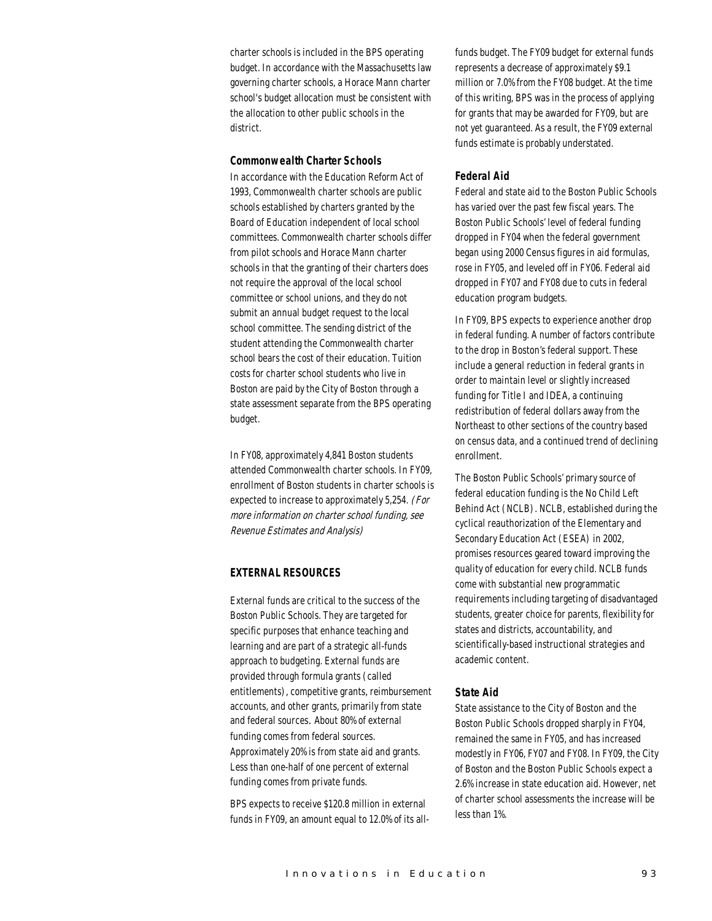charter schools is included in the BPS operating budget. In accordance with the Massachusetts law governing charter schools, a Horace Mann charter school's budget allocation must be consistent with the allocation to other public schools in the district.

### Commonwealth Charter Schools

In accordance with the Education Reform Act of 1993, Commonwealth charter schools are public schools established by charters granted by the Board of Education independent of local school committees. Commonwealth charter schools differ from pilot schools and Horace Mann charter schools in that the granting of their charters does not require the approval of the local school committee or school unions, and they do not submit an annual budget request to the local school committee. The sending district of the student attending the Commonwealth charter school bears the cost of their education. Tuition costs for charter school students who live in Boston are paid by the City of Boston through a state assessment separate from the BPS operating budget.

In FY08, approximately 4,841 Boston students attended Commonwealth charter schools. In FY09, enrollment of Boston students in charter schools is expected to increase to approximately 5,254. *(For more information on charter school funding, see Revenue Estimates and Analysis)*

## EXTERNAL RESOURCES

External funds are critical to the success of the Boston Public Schools. They are targeted for specific purposes that enhance teaching and learning and are part of a strategic all-funds approach to budgeting. External funds are provided through formula grants (called entitlements), competitive grants, reimbursement accounts, and other grants, primarily from state and federal sources. About 80% of external funding comes from federal sources. Approximately 20% is from state aid and grants. Less than one-half of one percent of external funding comes from private funds.

BPS expects to receive $120.8 million in external funds in FY09, an amount equal to 12.0% of its all-funds budget. The FY09 budget for external funds represents a decrease of approximately $9.1 million or 7.0% from the FY08 budget. At the time of this writing, BPS was in the process of applying for grants that may be awarded for FY09, but are not yet guaranteed. As a result, the FY09 external funds estimate is probably understated.

### Federal Aid

Federal and state aid to the Boston Public Schools has varied over the past few fiscal years. The Boston Public Schools' level of federal funding dropped in FY04 when the federal government began using 2000 Census figures in aid formulas, rose in FY05, and leveled off in FY06. Federal aid dropped in FY07 and FY08 due to cuts in federal education program budgets.

In FY09, BPS expects to experience another drop in federal funding. A number of factors contribute to the drop in Boston's federal support. These include a general reduction in federal grants in order to maintain level or slightly increased funding for Title I and IDEA, a continuing redistribution of federal dollars away from the Northeast to other sections of the country based on census data, and a continued trend of declining enrollment.

The Boston Public Schools' primary source of federal education funding is the No Child Left Behind Act (NCLB). NCLB, established during the cyclical reauthorization of the Elementary and Secondary Education Act (ESEA) in 2002, promises resources geared toward improving the quality of education for every child. NCLB funds come with substantial new programmatic requirements including targeting of disadvantaged students, greater choice for parents, flexibility for states and districts, accountability, and scientifically-based instructional strategies and academic content.

### State Aid

State assistance to the City of Boston and the Boston Public Schools dropped sharply in FY04, remained the same in FY05, and has increased modestly in FY06, FY07 and FY08. In FY09, the City of Boston and the Boston Public Schools expect a 2.6% increase in state education aid. However, net of charter school assessments the increase will be less than 1%.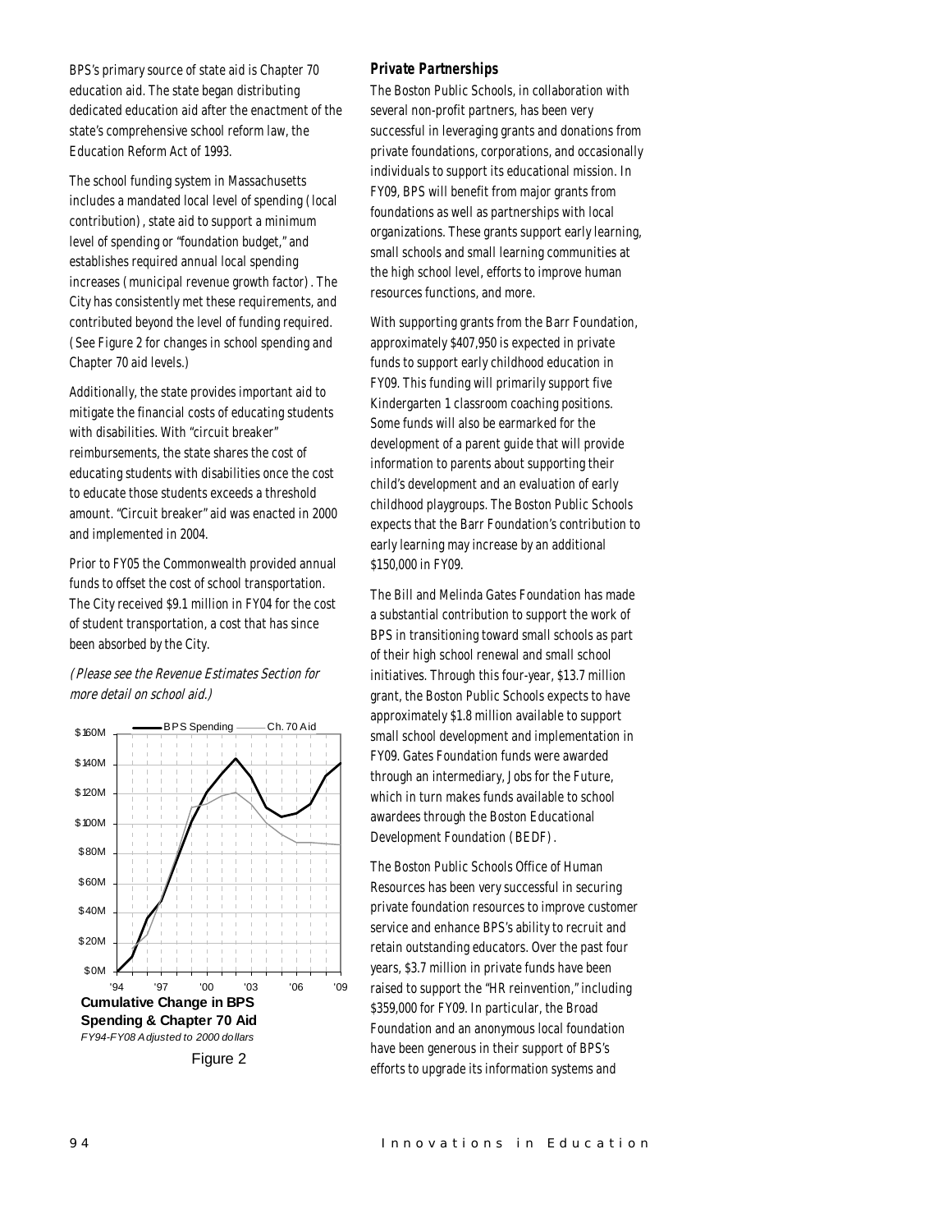BPS's primary source of state aid is Chapter 70 education aid. The state began distributing dedicated education aid after the enactment of the state's comprehensive school reform law, the Education Reform Act of 1993.

The school funding system in Massachusetts includes a mandated local level of spending (local contribution), state aid to support a minimum level of spending or "foundation budget," and establishes required annual local spending increases (municipal revenue growth factor). The City has consistently met these requirements, and contributed beyond the level of funding required. (See Figure 2 for changes in school spending and Chapter 70 aid levels.)

Additionally, the state provides important aid to mitigate the financial costs of educating students with disabilities. With "circuit breaker" reimbursements, the state shares the cost of educating students with disabilities once the cost to educate those students exceeds a threshold amount. "Circuit breaker" aid was enacted in 2000 and implemented in 2004.

Prior to FY05 the Commonwealth provided annual funds to offset the cost of school transportation. The City received $9.1 million in FY04 for the cost of student transportation, a cost that has since been absorbed by the City.

*(Please see the Revenue Estimates Section for more detail on school aid.)*

BPS Spending
Ch. 70 Aid

$160M
$140M
$120M
$100M
$80M
$60M
$40M
$20M
$0M

'94 '97 '00 '03 '06 '09

**Cumulative Change in BPS Spending & Chapter 70 Aid**

*FY94-FY08 Adjusted to 2000 dollars*

Figure 2

### Private Partnerships

The Boston Public Schools, in collaboration with several non-profit partners, has been very successful in leveraging grants and donations from private foundations, corporations, and occasionally individuals to support its educational mission. In FY09, BPS will benefit from major grants from foundations as well as partnerships with local organizations. These grants support early learning, small schools and small learning communities at the high school level, efforts to improve human resources functions, and more.

With supporting grants from the Barr Foundation, approximately $407,950 is expected in private funds to support early childhood education in FY09. This funding will primarily support five Kindergarten 1 classroom coaching positions. Some funds will also be earmarked for the development of a parent guide that will provide information to parents about supporting their child's development and an evaluation of early childhood playgroups. The Boston Public Schools expects that the Barr Foundation's contribution to early learning may increase by an additional $150,000 in FY09.

The Bill and Melinda Gates Foundation has made a substantial contribution to support the work of BPS in transitioning toward small schools as part of their high school renewal and small school initiatives. Through this four-year, $13.7 million grant, the Boston Public Schools expects to have approximately $1.8 million available to support small school development and implementation in FY09. Gates Foundation funds were awarded through an intermediary, Jobs for the Future, which in turn makes funds available to school awardees through the Boston Educational Development Foundation (BEDF).

The Boston Public Schools Office of Human Resources has been very successful in securing private foundation resources to improve customer service and enhance BPS's ability to recruit and retain outstanding educators. Over the past four years, $3.7 million in private funds have been raised to support the "HR reinvention," including $359,000 for FY09. In particular, the Broad Foundation and an anonymous local foundation have been generous in their support of BPS's efforts to upgrade its information systems and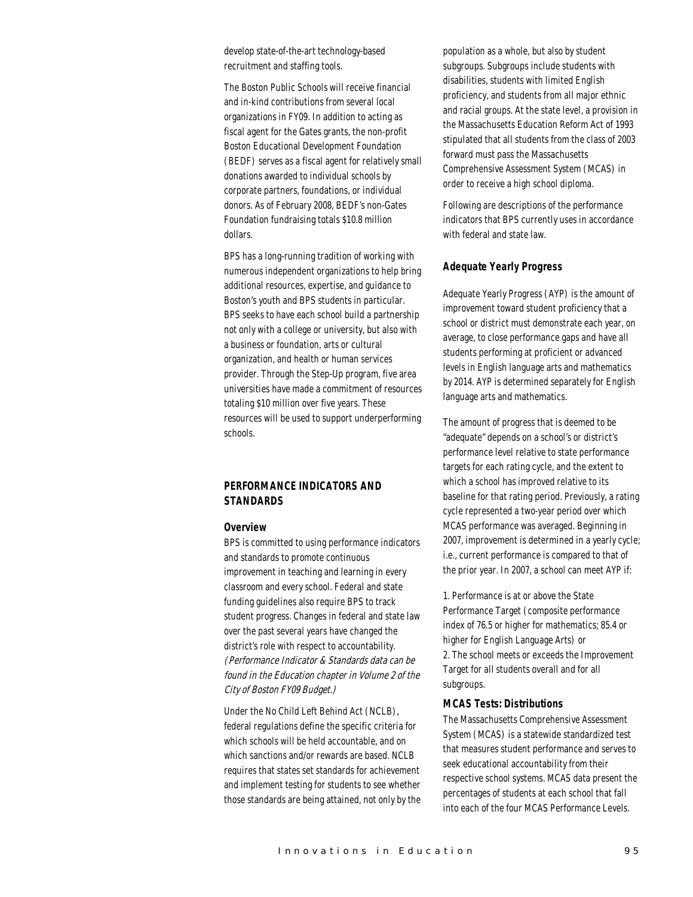develop state-of-the-art technology-based recruitment and staffing tools.

The Boston Public Schools will receive financial and in-kind contributions from several local organizations in FY09. In addition to acting as fiscal agent for the Gates grants, the non-profit Boston Educational Development Foundation (BEDF) serves as a fiscal agent for relatively small donations awarded to individual schools by corporate partners, foundations, or individual donors. As of February 2008, BEDF's non-Gates Foundation fundraising totals $10.8 million dollars.

BPS has a long-running tradition of working with numerous independent organizations to help bring additional resources, expertise, and guidance to Boston's youth and BPS students in particular. BPS seeks to have each school build a partnership not only with a college or university, but also with a business or foundation, arts or cultural organization, and health or human services provider. Through the Step-Up program, five area universities have made a commitment of resources totaling $10 million over five years. These resources will be used to support underperforming schools.

## PERFORMANCE INDICATORS AND STANDARDS

### Overview

BPS is committed to using performance indicators and standards to promote continuous improvement in teaching and learning in every classroom and every school. Federal and state funding guidelines also require BPS to track student progress. Changes in federal and state law over the past several years have changed the district's role with respect to accountability. *(Performance Indicator & Standards data can be found in the Education chapter in Volume 2 of the City of Boston FY09 Budget.)*

Under the No Child Left Behind Act (NCLB), federal regulations define the specific criteria for which schools will be held accountable, and on which sanctions and/or rewards are based. NCLB requires that states set standards for achievement and implement testing for students to see whether those standards are being attained, not only by the population as a whole, but also by student subgroups. Subgroups include students with disabilities, students with limited English proficiency, and students from all major ethnic and racial groups. At the state level, a provision in the Massachusetts Education Reform Act of 1993 stipulated that all students from the class of 2003 forward must pass the Massachusetts Comprehensive Assessment System (MCAS) in order to receive a high school diploma.

Following are descriptions of the performance indicators that BPS currently uses in accordance with federal and state law.

### *Adequate Yearly Progress*

Adequate Yearly Progress (AYP) is the amount of improvement toward student proficiency that a school or district must demonstrate each year, on average, to close performance gaps and have all students performing at proficient or advanced levels in English language arts and mathematics by 2014. AYP is determined separately for English language arts and mathematics.

The amount of progress that is deemed to be "adequate" depends on a school's or district's performance level relative to state performance targets for each rating cycle, and the extent to which a school has improved relative to its baseline for that rating period. Previously, a rating cycle represented a two-year period over which MCAS performance was averaged. Beginning in 2007, improvement is determined in a yearly cycle; i.e., current performance is compared to that of the prior year. In 2007, a school can meet AYP if:

1. Performance is at or above the State Performance Target (composite performance index of 76.5 or higher for mathematics; 85.4 or higher for English Language Arts) or
2. The school meets or exceeds the Improvement Target for all students overall and for all subgroups.

### MCAS Tests: Distributions

The Massachusetts Comprehensive Assessment System (MCAS) is a statewide standardized test that measures student performance and serves to seek educational accountability from their respective school systems. MCAS data present the percentages of students at each school that fall into each of the four MCAS Performance Levels.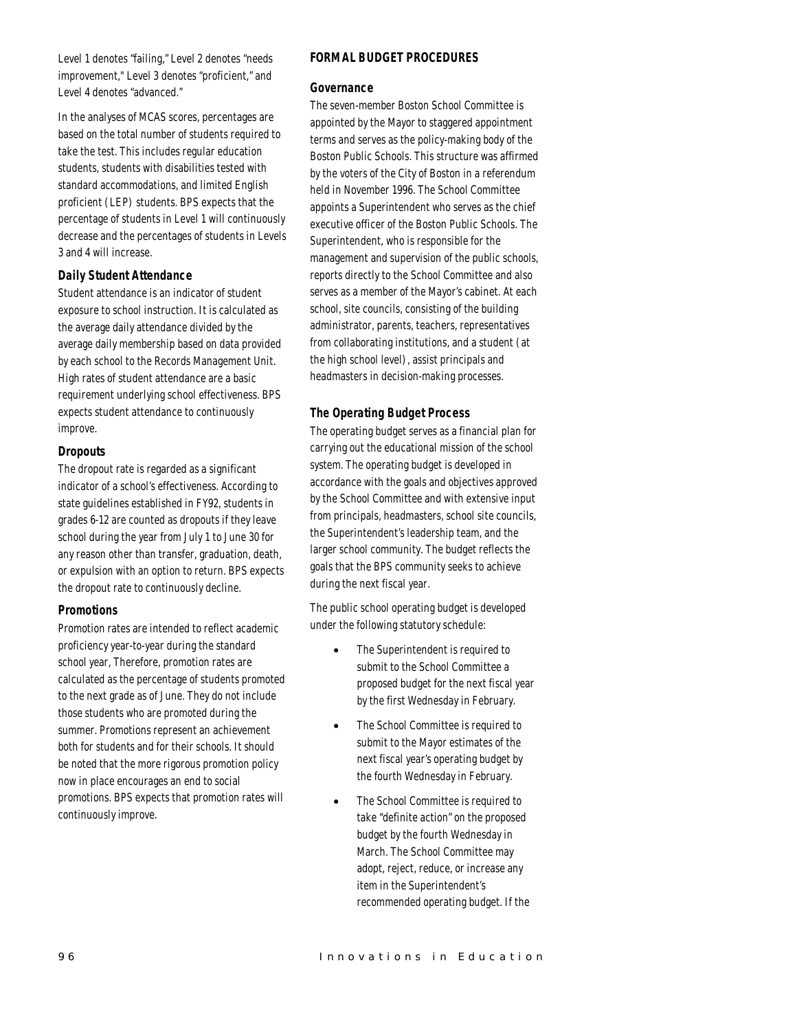Level 1 denotes "failing," Level 2 denotes "needs improvement," Level 3 denotes "proficient," and Level 4 denotes "advanced."

In the analyses of MCAS scores, percentages are based on the total number of students required to take the test. This includes regular education students, students with disabilities tested with standard accommodations, and limited English proficient (LEP) students. BPS expects that the percentage of students in Level 1 will continuously decrease and the percentages of students in Levels 3 and 4 will increase.

### Daily Student Attendance

Student attendance is an indicator of student exposure to school instruction. It is calculated as the average daily attendance divided by the average daily membership based on data provided by each school to the Records Management Unit. High rates of student attendance are a basic requirement underlying school effectiveness. BPS expects student attendance to continuously improve.

### Dropouts

The dropout rate is regarded as a significant indicator of a school's effectiveness. According to state guidelines established in FY92, students in grades 6-12 are counted as dropouts if they leave school during the year from July 1 to June 30 for any reason other than transfer, graduation, death, or expulsion with an option to return. BPS expects the dropout rate to continuously decline.

### Promotions

Promotion rates are intended to reflect academic proficiency year-to-year during the standard school year, Therefore, promotion rates are calculated as the percentage of students promoted to the next grade as of June. They do not include those students who are promoted during the summer. Promotions represent an achievement both for students and for their schools. It should be noted that the more rigorous promotion policy now in place encourages an end to social promotions. BPS expects that promotion rates will continuously improve.

## FORMAL BUDGET PROCEDURES

### Governance

The seven-member Boston School Committee is appointed by the Mayor to staggered appointment terms and serves as the policy-making body of the Boston Public Schools. This structure was affirmed by the voters of the City of Boston in a referendum held in November 1996. The School Committee appoints a Superintendent who serves as the chief executive officer of the Boston Public Schools. The Superintendent, who is responsible for the management and supervision of the public schools, reports directly to the School Committee and also serves as a member of the Mayor's cabinet. At each school, site councils, consisting of the building administrator, parents, teachers, representatives from collaborating institutions, and a student (at the high school level), assist principals and headmasters in decision-making processes.

### The Operating Budget Process

The operating budget serves as a financial plan for carrying out the educational mission of the school system. The operating budget is developed in accordance with the goals and objectives approved by the School Committee and with extensive input from principals, headmasters, school site councils, the Superintendent's leadership team, and the larger school community. The budget reflects the goals that the BPS community seeks to achieve during the next fiscal year.

The public school operating budget is developed under the following statutory schedule:

- The Superintendent is required to submit to the School Committee a proposed budget for the next fiscal year by the first Wednesday in February.
- The School Committee is required to submit to the Mayor estimates of the next fiscal year's operating budget by the fourth Wednesday in February.
- The School Committee is required to take "definite action" on the proposed budget by the fourth Wednesday in March. The School Committee may adopt, reject, reduce, or increase any item in the Superintendent's recommended operating budget. If the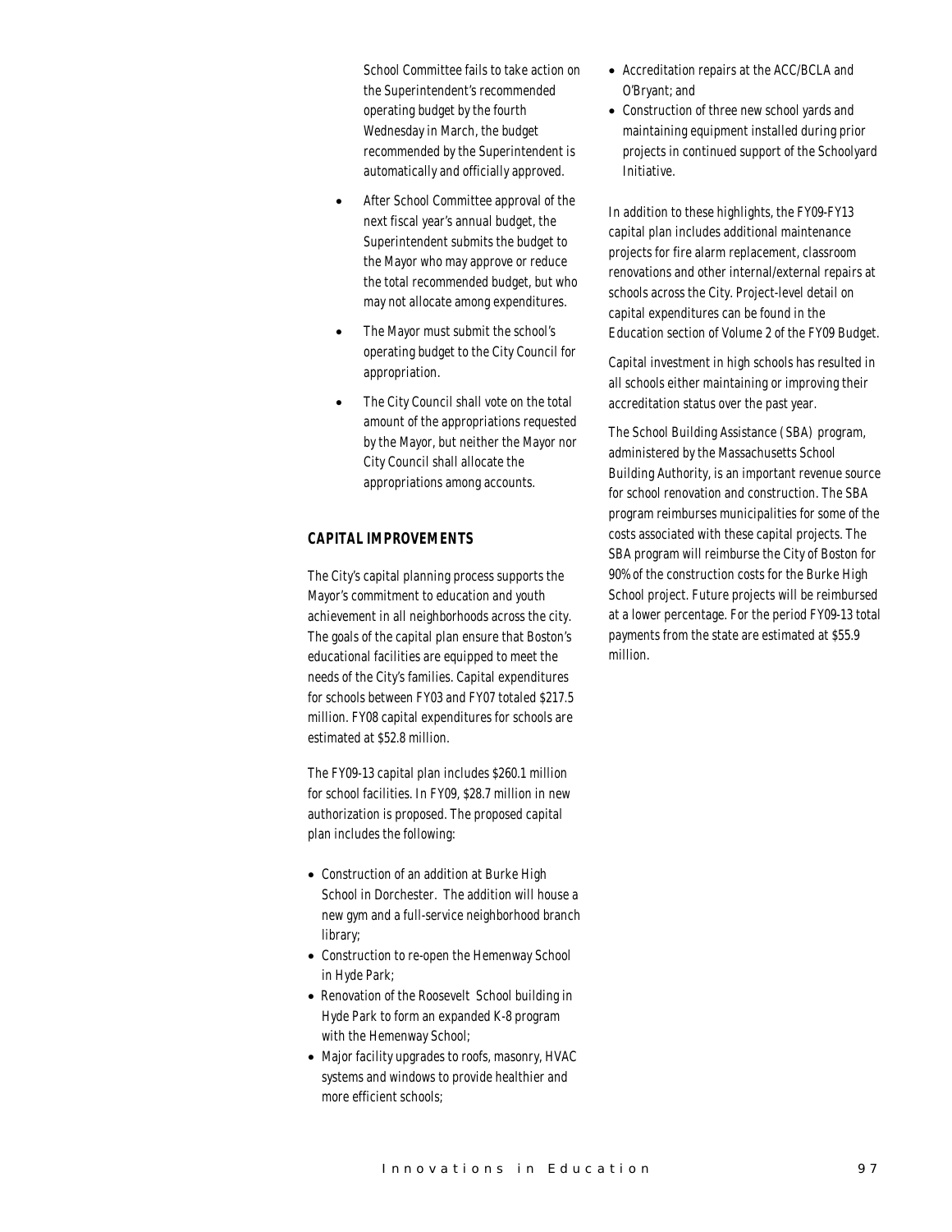School Committee fails to take action on the Superintendent's recommended operating budget by the fourth Wednesday in March, the budget recommended by the Superintendent is automatically and officially approved.

- After School Committee approval of the next fiscal year's annual budget, the Superintendent submits the budget to the Mayor who may approve or reduce the total recommended budget, but who may not allocate among expenditures.
- The Mayor must submit the school's operating budget to the City Council for appropriation.
- The City Council shall vote on the total amount of the appropriations requested by the Mayor, but neither the Mayor nor City Council shall allocate the appropriations among accounts.

## CAPITAL IMPROVEMENTS

The City's capital planning process supports the Mayor's commitment to education and youth achievement in all neighborhoods across the city. The goals of the capital plan ensure that Boston's educational facilities are equipped to meet the needs of the City's families. Capital expenditures for schools between FY03 and FY07 totaled $217.5 million. FY08 capital expenditures for schools are estimated at $52.8 million.

The FY09-13 capital plan includes $260.1 million for school facilities. In FY09, $28.7 million in new authorization is proposed. The proposed capital plan includes the following:

- Construction of an addition at Burke High School in Dorchester. The addition will house a new gym and a full-service neighborhood branch library;
- Construction to re-open the Hemenway School in Hyde Park;
- Renovation of the Roosevelt School building in Hyde Park to form an expanded K-8 program with the Hemenway School;
- Major facility upgrades to roofs, masonry, HVAC systems and windows to provide healthier and more efficient schools;
- Accreditation repairs at the ACC/BCLA and O'Bryant; and
- Construction of three new school yards and maintaining equipment installed during prior projects in continued support of the Schoolyard Initiative.

In addition to these highlights, the FY09-FY13 capital plan includes additional maintenance projects for fire alarm replacement, classroom renovations and other internal/external repairs at schools across the City. Project-level detail on capital expenditures can be found in the Education section of Volume 2 of the FY09 Budget.

Capital investment in high schools has resulted in all schools either maintaining or improving their accreditation status over the past year.

The School Building Assistance (SBA) program, administered by the Massachusetts School Building Authority, is an important revenue source for school renovation and construction. The SBA program reimburses municipalities for some of the costs associated with these capital projects. The SBA program will reimburse the City of Boston for 90% of the construction costs for the Burke High School project. Future projects will be reimbursed at a lower percentage. For the period FY09-13 total payments from the state are estimated at $55.9 million.